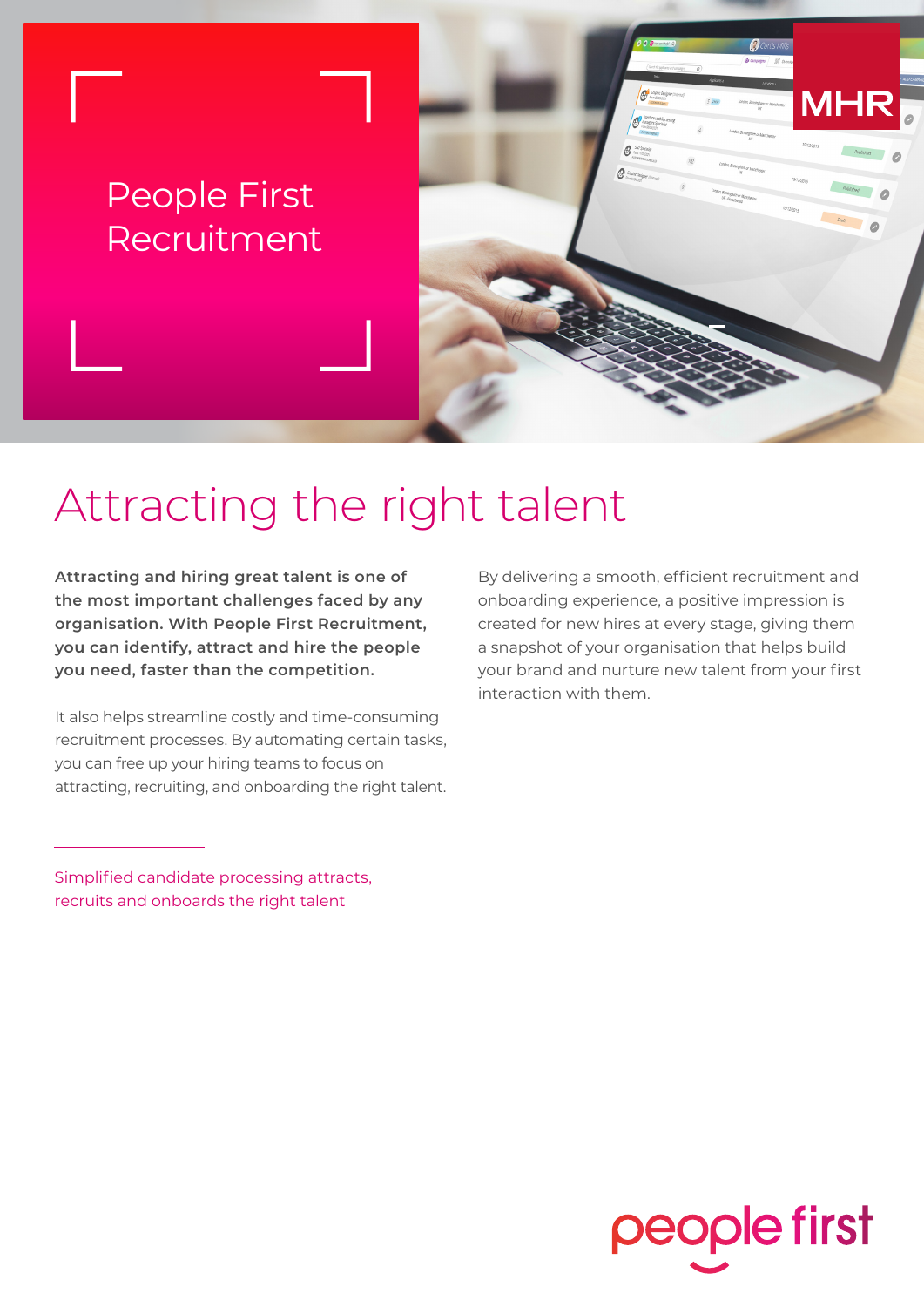# People First Recruitment

MHR

## Attracting the right talent

**Attracting and hiring great talent is one of the most important challenges faced by any organisation. With People First Recruitment, you can identify, attract and hire the people you need, faster than the competition.**

It also helps streamline costly and time-consuming recruitment processes. By automating certain tasks, you can free up your hiring teams to focus on attracting, recruiting, and onboarding the right talent.

By delivering a smooth, efficient recruitment and onboarding experience, a positive impression is created for new hires at every stage, giving them a snapshot of your organisation that helps build your brand and nurture new talent from your first interaction with them.

Simplified candidate processing attracts, recruits and onboards the right talent

people first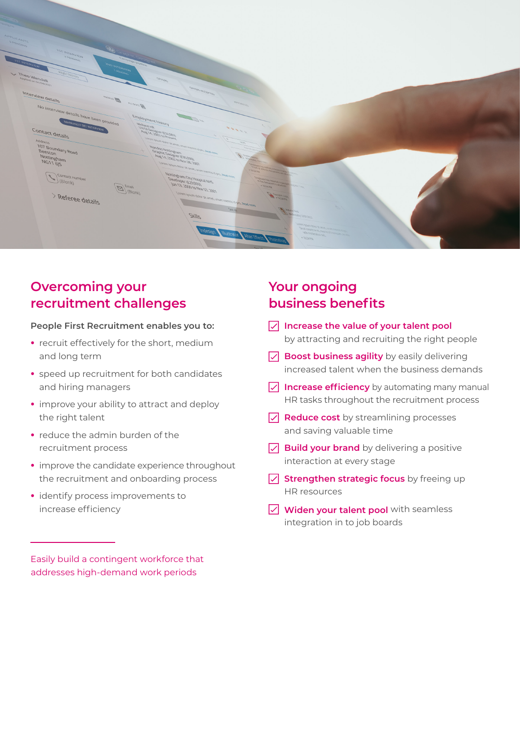## Overcoming your recruitment challenges

**People First Recruitment enables you to:**

- recruit effectively for the short, medium and long term
- speed up recruitment for both candidates and hiring managers
- improve your ability to attract and deploy the right talent
- reduce the admin burden of the recruitment process
- improve the candidate experience throughout the recruitment and onboarding process
- identify process improvements to increase efficiency

Easily build a contingent workforce that addresses high-demand work periods

## Your ongoing business benefits

- **Increase the value of your talent pool** by attracting and recruiting the right people
- **Boost business agility** by easily delivering increased talent when the business demands
- **Increase efficiency** by automating many manual HR tasks throughout the recruitment process
- **Reduce cost** by streamlining processes and saving valuable time
- **Build your brand** by delivering a positive interaction at every stage
- **Strengthen strategic focus** by freeing up HR resources
- **Widen your talent pool** with seamless integration in to job boards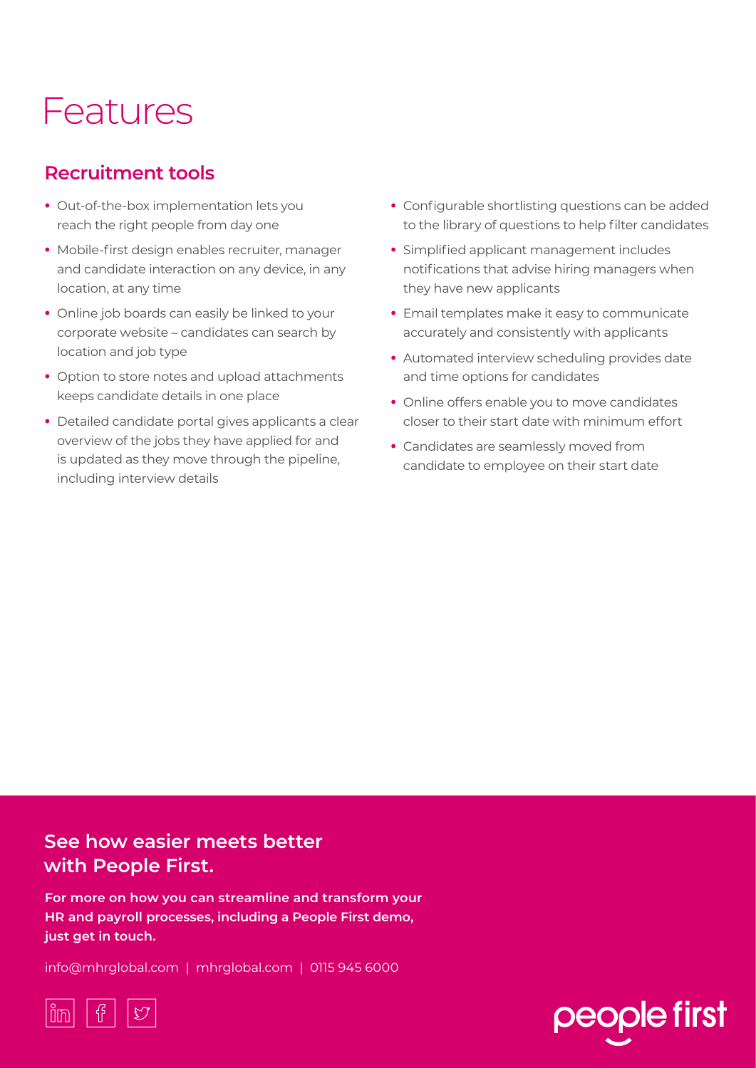# Features

## Recruitment tools

- Out-of-the-box implementation lets you reach the right people from day one
- Mobile-first design enables recruiter, manager and candidate interaction on any device, in any location, at any time
- Online job boards can easily be linked to your corporate website – candidates can search by location and job type
- Option to store notes and upload attachments keeps candidate details in one place
- Detailed candidate portal gives applicants a clear overview of the jobs they have applied for and is updated as they move through the pipeline, including interview details
- Configurable shortlisting questions can be added to the library of questions to help filter candidates
- Simplified applicant management includes notifications that advise hiring managers when they have new applicants
- Email templates make it easy to communicate accurately and consistently with applicants
- Automated interview scheduling provides date and time options for candidates
- Online offers enable you to move candidates closer to their start date with minimum effort
- Candidates are seamlessly moved from candidate to employee on their start date

## See how easier meets better with People First.

**For more on how you can streamline and transform your HR and payroll processes, including a People First demo, just get in touch.**

info@mhrglobal.com | mhrglobal.com | 0115 945 6000

people first